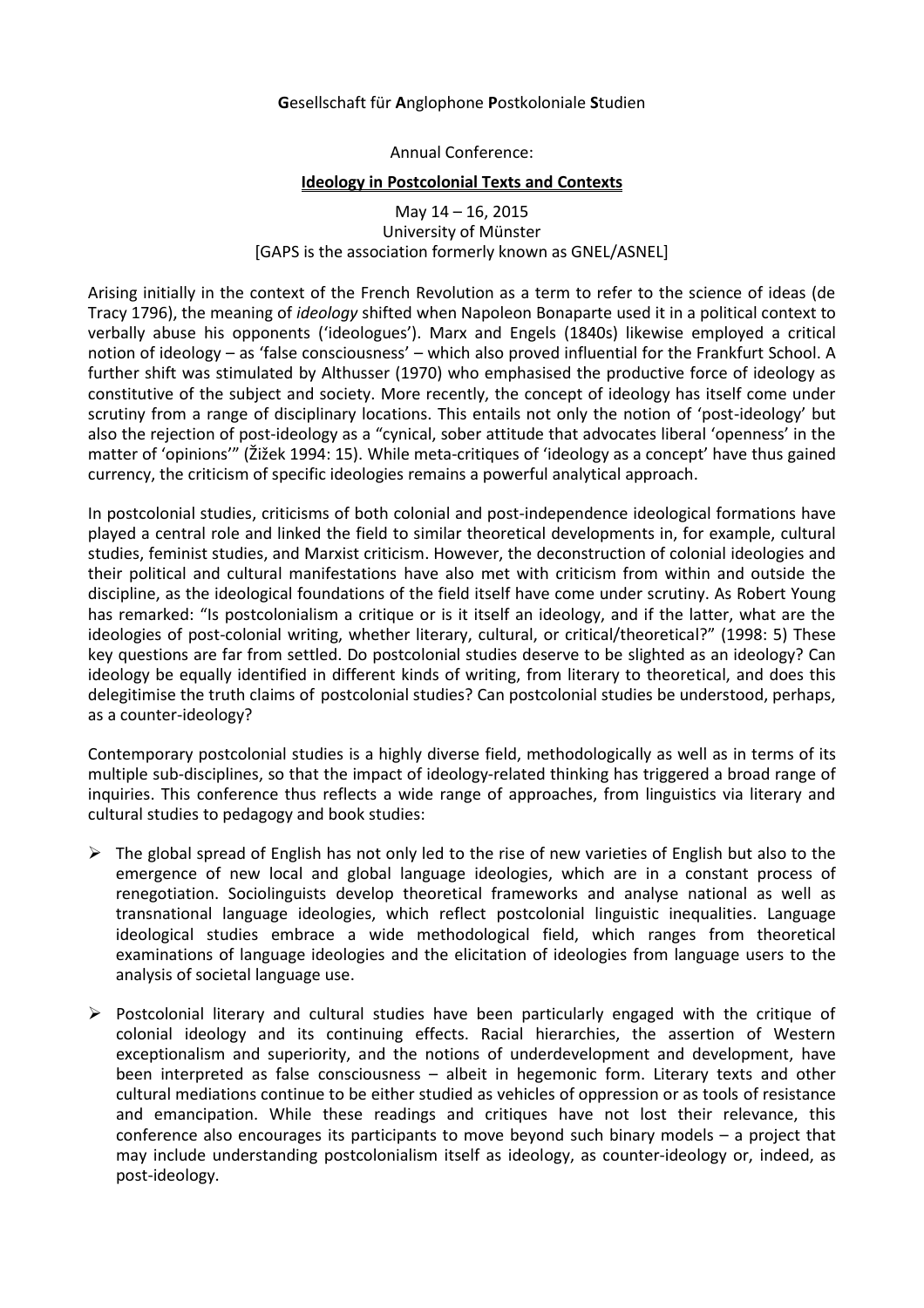**G**esellschaft für **A**nglophone **P**ostkoloniale **S**tudien

Annual Conference:

**Ideology in Postcolonial Texts and Contexts**

May 14 – 16, 2015
University of Münster
[GAPS is the association formerly known as GNEL/ASNEL]

Arising initially in the context of the French Revolution as a term to refer to the science of ideas (de Tracy 1796), the meaning of *ideology* shifted when Napoleon Bonaparte used it in a political context to verbally abuse his opponents ('ideologues'). Marx and Engels (1840s) likewise employed a critical notion of ideology – as 'false consciousness' – which also proved influential for the Frankfurt School. A further shift was stimulated by Althusser (1970) who emphasised the productive force of ideology as constitutive of the subject and society. More recently, the concept of ideology has itself come under scrutiny from a range of disciplinary locations. This entails not only the notion of 'post-ideology' but also the rejection of post-ideology as a "cynical, sober attitude that advocates liberal 'openness' in the matter of 'opinions'" (Žižek 1994: 15). While meta-critiques of 'ideology as a concept' have thus gained currency, the criticism of specific ideologies remains a powerful analytical approach.

In postcolonial studies, criticisms of both colonial and post-independence ideological formations have played a central role and linked the field to similar theoretical developments in, for example, cultural studies, feminist studies, and Marxist criticism. However, the deconstruction of colonial ideologies and their political and cultural manifestations have also met with criticism from within and outside the discipline, as the ideological foundations of the field itself have come under scrutiny. As Robert Young has remarked: "Is postcolonialism a critique or is it itself an ideology, and if the latter, what are the ideologies of post-colonial writing, whether literary, cultural, or critical/theoretical?" (1998: 5) These key questions are far from settled. Do postcolonial studies deserve to be slighted as an ideology? Can ideology be equally identified in different kinds of writing, from literary to theoretical, and does this delegitimise the truth claims of postcolonial studies? Can postcolonial studies be understood, perhaps, as a counter-ideology?

Contemporary postcolonial studies is a highly diverse field, methodologically as well as in terms of its multiple sub-disciplines, so that the impact of ideology-related thinking has triggered a broad range of inquiries. This conference thus reflects a wide range of approaches, from linguistics via literary and cultural studies to pedagogy and book studies:

- The global spread of English has not only led to the rise of new varieties of English but also to the emergence of new local and global language ideologies, which are in a constant process of renegotiation. Sociolinguists develop theoretical frameworks and analyse national as well as transnational language ideologies, which reflect postcolonial linguistic inequalities. Language ideological studies embrace a wide methodological field, which ranges from theoretical examinations of language ideologies and the elicitation of ideologies from language users to the analysis of societal language use.

- Postcolonial literary and cultural studies have been particularly engaged with the critique of colonial ideology and its continuing effects. Racial hierarchies, the assertion of Western exceptionalism and superiority, and the notions of underdevelopment and development, have been interpreted as false consciousness – albeit in hegemonic form. Literary texts and other cultural mediations continue to be either studied as vehicles of oppression or as tools of resistance and emancipation. While these readings and critiques have not lost their relevance, this conference also encourages its participants to move beyond such binary models – a project that may include understanding postcolonialism itself as ideology, as counter-ideology or, indeed, as post-ideology.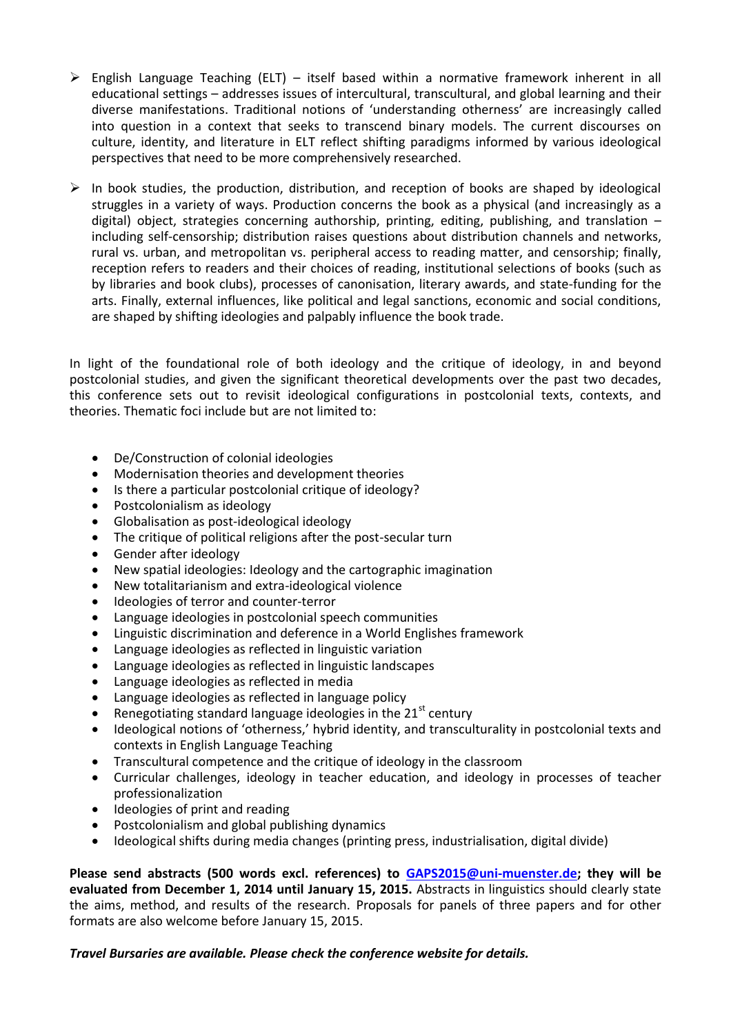- English Language Teaching (ELT) – itself based within a normative framework inherent in all educational settings – addresses issues of intercultural, transcultural, and global learning and their diverse manifestations. Traditional notions of 'understanding otherness' are increasingly called into question in a context that seeks to transcend binary models. The current discourses on culture, identity, and literature in ELT reflect shifting paradigms informed by various ideological perspectives that need to be more comprehensively researched.

- In book studies, the production, distribution, and reception of books are shaped by ideological struggles in a variety of ways. Production concerns the book as a physical (and increasingly as a digital) object, strategies concerning authorship, printing, editing, publishing, and translation – including self-censorship; distribution raises questions about distribution channels and networks, rural vs. urban, and metropolitan vs. peripheral access to reading matter, and censorship; finally, reception refers to readers and their choices of reading, institutional selections of books (such as by libraries and book clubs), processes of canonisation, literary awards, and state-funding for the arts. Finally, external influences, like political and legal sanctions, economic and social conditions, are shaped by shifting ideologies and palpably influence the book trade.

In light of the foundational role of both ideology and the critique of ideology, in and beyond postcolonial studies, and given the significant theoretical developments over the past two decades, this conference sets out to revisit ideological configurations in postcolonial texts, contexts, and theories. Thematic foci include but are not limited to:

- De/Construction of colonial ideologies
- Modernisation theories and development theories
- Is there a particular postcolonial critique of ideology?
- Postcolonialism as ideology
- Globalisation as post-ideological ideology
- The critique of political religions after the post-secular turn
- Gender after ideology
- New spatial ideologies: Ideology and the cartographic imagination
- New totalitarianism and extra-ideological violence
- Ideologies of terror and counter-terror
- Language ideologies in postcolonial speech communities
- Linguistic discrimination and deference in a World Englishes framework
- Language ideologies as reflected in linguistic variation
- Language ideologies as reflected in linguistic landscapes
- Language ideologies as reflected in media
- Language ideologies as reflected in language policy
- Renegotiating standard language ideologies in the 21st century
- Ideological notions of 'otherness,' hybrid identity, and transculturality in postcolonial texts and contexts in English Language Teaching
- Transcultural competence and the critique of ideology in the classroom
- Curricular challenges, ideology in teacher education, and ideology in processes of teacher professionalization
- Ideologies of print and reading
- Postcolonialism and global publishing dynamics
- Ideological shifts during media changes (printing press, industrialisation, digital divide)

**Please send abstracts (500 words excl. references) to GAPS2015@uni-muenster.de; they will be evaluated from December 1, 2014 until January 15, 2015.** Abstracts in linguistics should clearly state the aims, method, and results of the research. Proposals for panels of three papers and for other formats are also welcome before January 15, 2015.

***Travel Bursaries are available. Please check the conference website for details.***